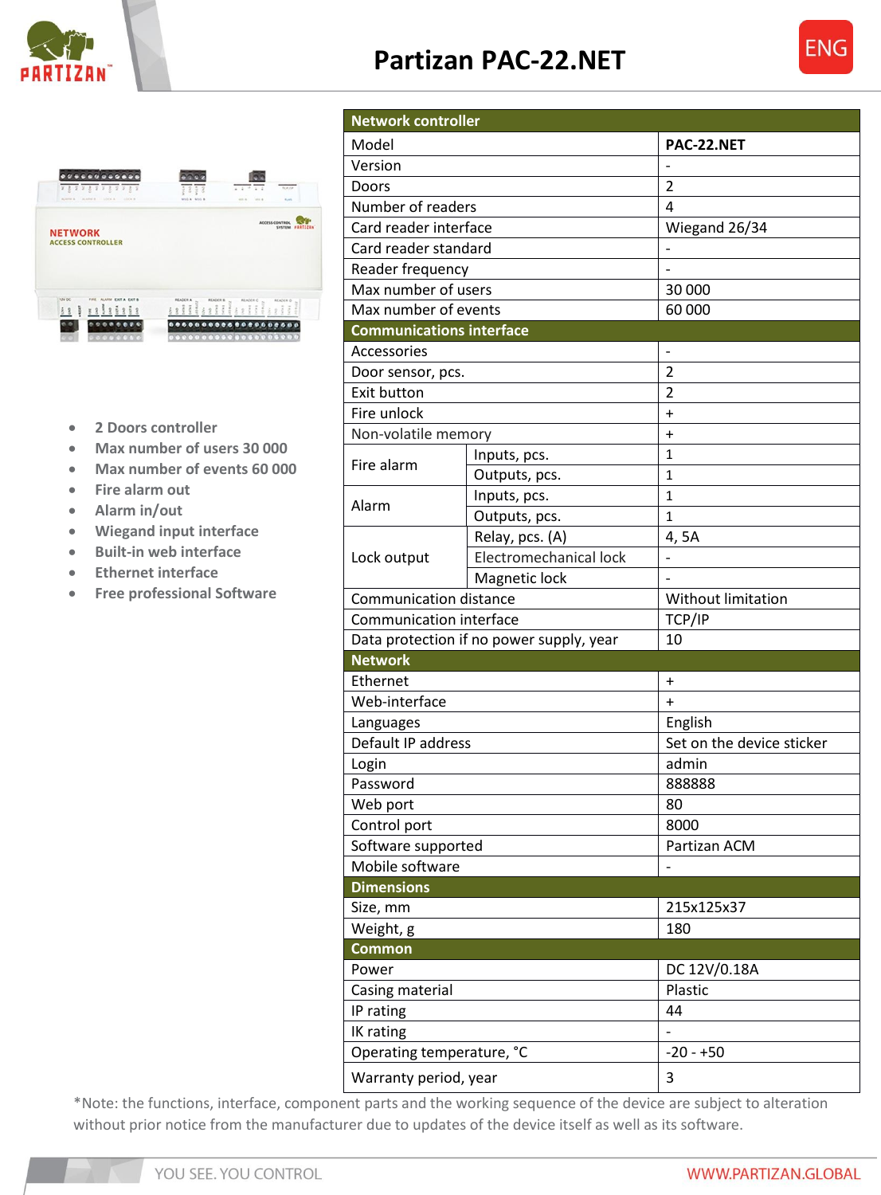# Partizan PAC-22.NET

- 2 Doors controller
- Max number of users 30 000
- Max number of events 60 000
- Fire alarm out
- Alarm in/out
- Wiegand input interface
- Built-in web interface
- Ethernet interface
- Free professional Software

| Network controller | | |
|---|---|---|
| Model | | **PAC-22.NET** |
| Version | | - |
| Doors | | 2 |
| Number of readers | | 4 |
| Card reader interface | | Wiegand 26/34 |
| Card reader standard | | - |
| Reader frequency | | - |
| Max number of users | | 30 000 |
| Max number of events | | 60 000 |
| **Communications interface** | | |
| Accessories | | - |
| Door sensor, pcs. | | 2 |
| Exit button | | 2 |
| Fire unlock | | + |
| Non-volatile memory | | + |
| Fire alarm | Inputs, pcs. | 1 |
| | Outputs, pcs. | 1 |
| Alarm | Inputs, pcs. | 1 |
| | Outputs, pcs. | 1 |
| Lock output | Relay, pcs. (A) | 4, 5A |
| | Electromechanical lock | - |
| | Magnetic lock | - |
| Communication distance | | Without limitation |
| Communication interface | | TCP/IP |
| Data protection if no power supply, year | | 10 |
| **Network** | | |
| Ethernet | | + |
| Web-interface | | + |
| Languages | | English |
| Default IP address | | Set on the device sticker |
| Login | | admin |
| Password | | 888888 |
| Web port | | 80 |
| Control port | | 8000 |
| Software supported | | Partizan ACM |
| Mobile software | | - |
| **Dimensions** | | |
| Size, mm | | 215x125x37 |
| Weight, g | | 180 |
| **Common** | | |
| Power | | DC 12V/0.18A |
| Casing material | | Plastic |
| IP rating | | 44 |
| IK rating | | - |
| Operating temperature, °C | | -20 - +50 |
| Warranty period, year | | 3 |

*Note: the functions, interface, component parts and the working sequence of the device are subject to alteration without prior notice from the manufacturer due to updates of the device itself as well as its software.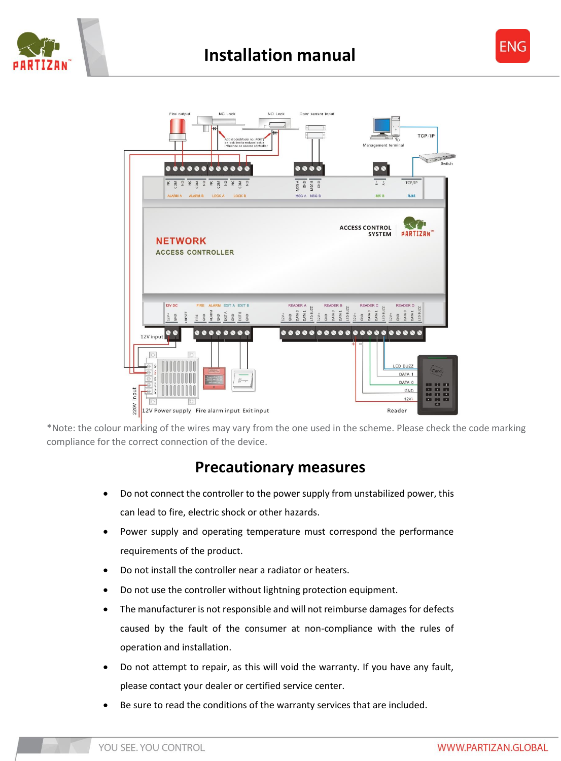# Installation manual

Fire output
NC Lock
NO Lock
Door sensor input
Add diode(Model no. 4007) on lock line to reduce lock's influence on access controller
TCP/IP
Management terminal
Switch

NC COM NO NC COM NO NC COM NO NC COM NO
ALARM A ALARM B LOCK A LOCK B
MSG A GND MSG B GND
MSG A MSG B
B- A+
485 B
TCP/IP
RJ45

NETWORK
ACCESS CONTROLLER

ACCESS CONTROL SYSTEM
PARTIZAN

12V DC FIRE ALARM EXIT A EXIT B
12V+ GND RESET FIRE GND ALARM GND EXIT A GND EXIT B GND
READER A READER B READER C READER D
12V+ GND DATA 0 DATA 1 LED BUZZ

12V input
220V input
12V Power supply
Fire alarm input
Exit input
LED BUZZ
DATA 1
DATA 0
GND
12V+
Reader

*Note: the colour marking of the wires may vary from the one used in the scheme. Please check the code marking compliance for the correct connection of the device.

## Precautionary measures

- Do not connect the controller to the power supply from unstabilized power, this can lead to fire, electric shock or other hazards.
- Power supply and operating temperature must correspond the performance requirements of the product.
- Do not install the controller near a radiator or heaters.
- Do not use the controller without lightning protection equipment.
- The manufacturer is not responsible and will not reimburse damages for defects caused by the fault of the consumer at non-compliance with the rules of operation and installation.
- Do not attempt to repair, as this will void the warranty. If you have any fault, please contact your dealer or certified service center.
- Be sure to read the conditions of the warranty services that are included.